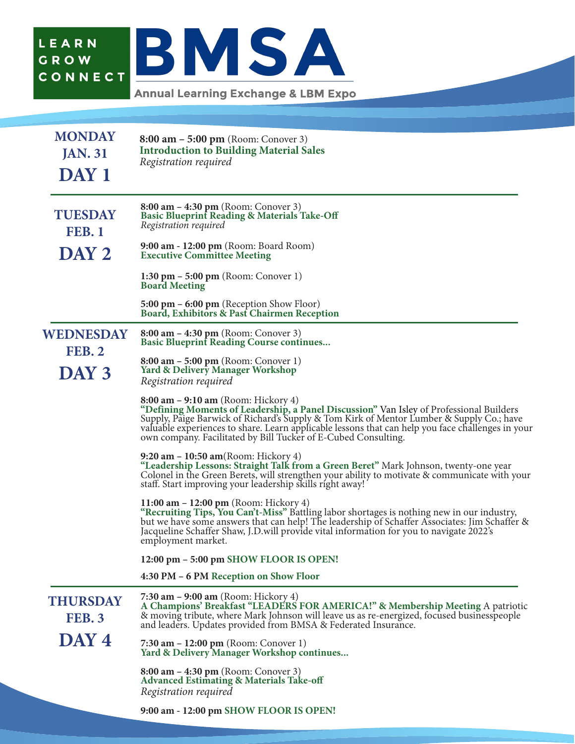LEARN
GROW
CONNECT

# BMSA

Annual Learning Exchange & LBM Expo

## MONDAY JAN. 31 DAY 1

**8:00 am – 5:00 pm** (Room: Conover 3)
**Introduction to Building Material Sales**
*Registration required*

## TUESDAY FEB. 1 DAY 2

**8:00 am – 4:30 pm** (Room: Conover 3)
**Basic Blueprint Reading & Materials Take-Off**
*Registration required*

**9:00 am - 12:00 pm** (Room: Board Room)
**Executive Committee Meeting**

**1:30 pm – 5:00 pm** (Room: Conover 1)
**Board Meeting**

**5:00 pm – 6:00 pm** (Reception Show Floor)
**Board, Exhibitors & Past Chairmen Reception**

## WEDNESDAY FEB. 2 DAY 3

**8:00 am – 4:30 pm** (Room: Conover 3)
**Basic Blueprint Reading Course continues...**

**8:00 am – 5:00 pm** (Room: Conover 1)
**Yard & Delivery Manager Workshop**
*Registration required*

**8:00 am – 9:10 am** (Room: Hickory 4)
**"Defining Moments of Leadership, a Panel Discussion"** Van Isley of Professional Builders Supply, Paige Barwick of Richard's Supply & Tom Kirk of Mentor Lumber & Supply Co.; have valuable experiences to share. Learn applicable lessons that can help you face challenges in your own company. Facilitated by Bill Tucker of E-Cubed Consulting.

**9:20 am – 10:50 am**(Room: Hickory 4)
**"Leadership Lessons: Straight Talk from a Green Beret"** Mark Johnson, twenty-one year Colonel in the Green Berets, will strengthen your ability to motivate & communicate with your staff. Start improving your leadership skills right away!

**11:00 am – 12:00 pm** (Room: Hickory 4)
**"Recruiting Tips, You Can't-Miss"** Battling labor shortages is nothing new in our industry, but we have some answers that can help! The leadership of Schaffer Associates: Jim Schaffer & Jacqueline Schaffer Shaw, J.D.will provide vital information for you to navigate 2022's employment market.

**12:00 pm – 5:00 pm SHOW FLOOR IS OPEN!**

**4:30 PM – 6 PM Reception on Show Floor**

## THURSDAY FEB. 3 DAY 4

**7:30 am – 9:00 am** (Room: Hickory 4)
**A Champions' Breakfast "LEADERS FOR AMERICA!" & Membership Meeting** A patriotic & moving tribute, where Mark Johnson will leave us as re-energized, focused businesspeople and leaders. Updates provided from BMSA & Federated Insurance.

**7:30 am – 12:00 pm** (Room: Conover 1)
**Yard & Delivery Manager Workshop continues...**

**8:00 am – 4:30 pm** (Room: Conover 3)
**Advanced Estimating & Materials Take-off**
*Registration required*

**9:00 am - 12:00 pm SHOW FLOOR IS OPEN!**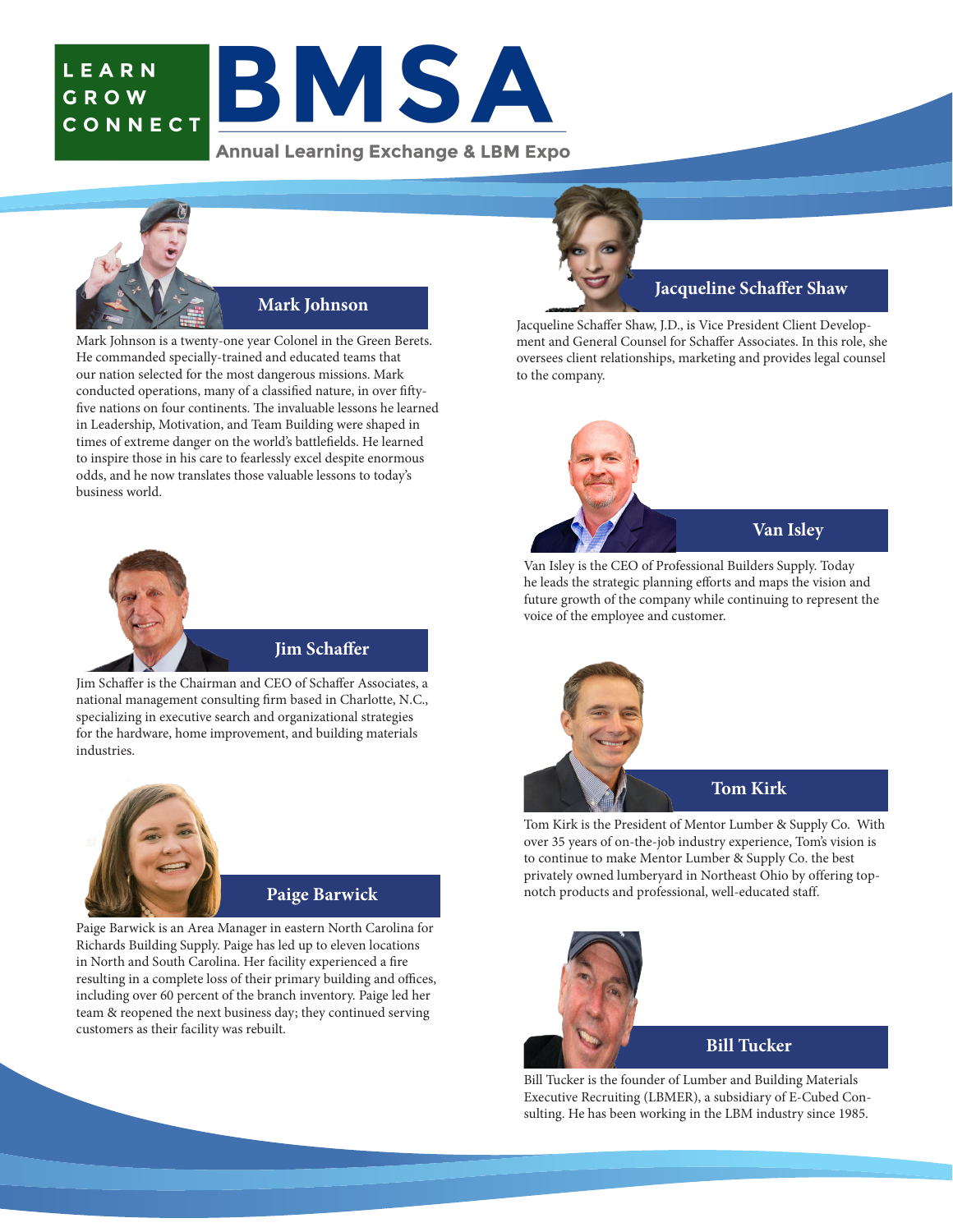LEARN
GROW
CONNECT

# BMSA

Annual Learning Exchange & LBM Expo

## Mark Johnson

Mark Johnson is a twenty-one year Colonel in the Green Berets. He commanded specially-trained and educated teams that our nation selected for the most dangerous missions. Mark conducted operations, many of a classified nature, in over fifty-five nations on four continents. The invaluable lessons he learned in Leadership, Motivation, and Team Building were shaped in times of extreme danger on the world's battlefields. He learned to inspire those in his care to fearlessly excel despite enormous odds, and he now translates those valuable lessons to today's business world.

## Jim Schaffer

Jim Schaffer is the Chairman and CEO of Schaffer Associates, a national management consulting firm based in Charlotte, N.C., specializing in executive search and organizational strategies for the hardware, home improvement, and building materials industries.

## Paige Barwick

Paige Barwick is an Area Manager in eastern North Carolina for Richards Building Supply. Paige has led up to eleven locations in North and South Carolina. Her facility experienced a fire resulting in a complete loss of their primary building and offices, including over 60 percent of the branch inventory. Paige led her team & reopened the next business day; they continued serving customers as their facility was rebuilt.

## Jacqueline Schaffer Shaw

Jacqueline Schaffer Shaw, J.D., is Vice President Client Development and General Counsel for Schaffer Associates. In this role, she oversees client relationships, marketing and provides legal counsel to the company.

## Van Isley

Van Isley is the CEO of Professional Builders Supply. Today he leads the strategic planning efforts and maps the vision and future growth of the company while continuing to represent the voice of the employee and customer.

## Tom Kirk

Tom Kirk is the President of Mentor Lumber & Supply Co. With over 35 years of on-the-job industry experience, Tom's vision is to continue to make Mentor Lumber & Supply Co. the best privately owned lumberyard in Northeast Ohio by offering top-notch products and professional, well-educated staff.

## Bill Tucker

Bill Tucker is the founder of Lumber and Building Materials Executive Recruiting (LBMER), a subsidiary of E-Cubed Consulting. He has been working in the LBM industry since 1985.